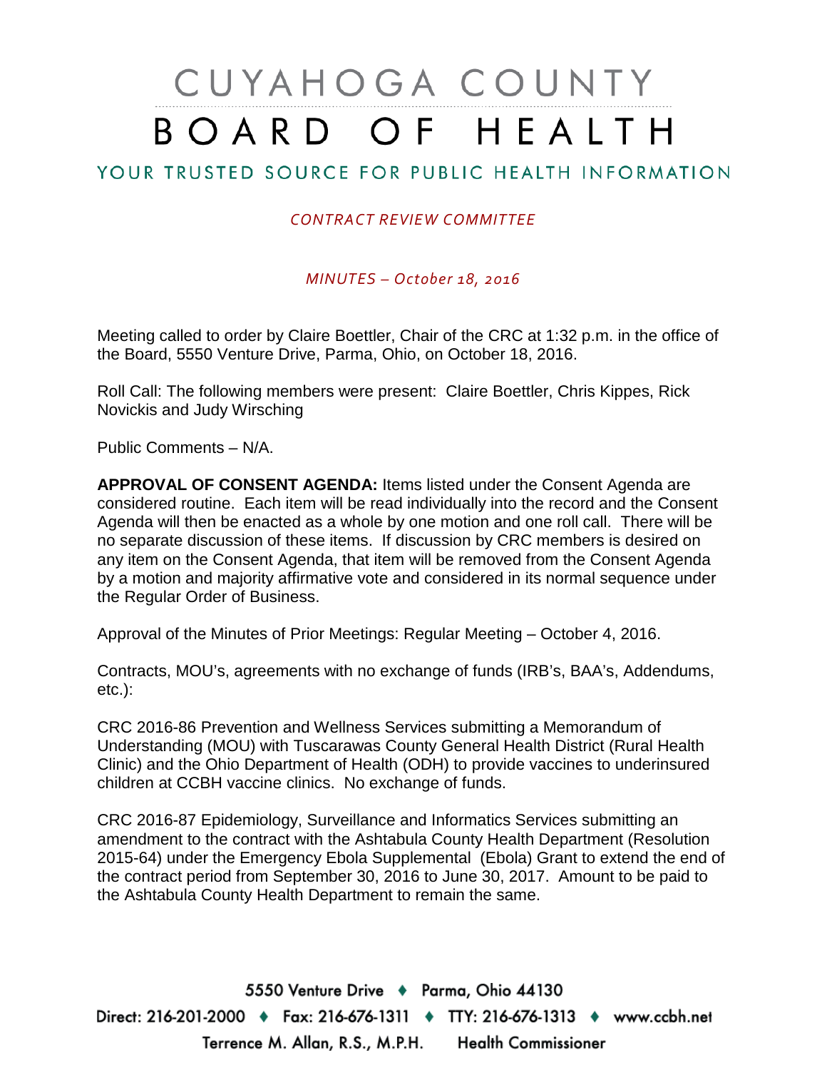# CUYAHOGA COUNTY BOARD OF HEALTH

## YOUR TRUSTED SOURCE FOR PUBLIC HEALTH INFORMATION

*CONTRACT REVIEW COMMITTEE*

*MINUTES – October 18, 2016*

Meeting called to order by Claire Boettler, Chair of the CRC at 1:32 p.m. in the office of the Board, 5550 Venture Drive, Parma, Ohio, on October 18, 2016.

Roll Call: The following members were present: Claire Boettler, Chris Kippes, Rick Novickis and Judy Wirsching

Public Comments – N/A.

**APPROVAL OF CONSENT AGENDA:** Items listed under the Consent Agenda are considered routine. Each item will be read individually into the record and the Consent Agenda will then be enacted as a whole by one motion and one roll call. There will be no separate discussion of these items. If discussion by CRC members is desired on any item on the Consent Agenda, that item will be removed from the Consent Agenda by a motion and majority affirmative vote and considered in its normal sequence under the Regular Order of Business.

Approval of the Minutes of Prior Meetings: Regular Meeting – October 4, 2016.

Contracts, MOU's, agreements with no exchange of funds (IRB's, BAA's, Addendums, etc.):

CRC 2016-86 Prevention and Wellness Services submitting a Memorandum of Understanding (MOU) with Tuscarawas County General Health District (Rural Health Clinic) and the Ohio Department of Health (ODH) to provide vaccines to underinsured children at CCBH vaccine clinics. No exchange of funds.

CRC 2016-87 Epidemiology, Surveillance and Informatics Services submitting an amendment to the contract with the Ashtabula County Health Department (Resolution 2015-64) under the Emergency Ebola Supplemental (Ebola) Grant to extend the end of the contract period from September 30, 2016 to June 30, 2017. Amount to be paid to the Ashtabula County Health Department to remain the same.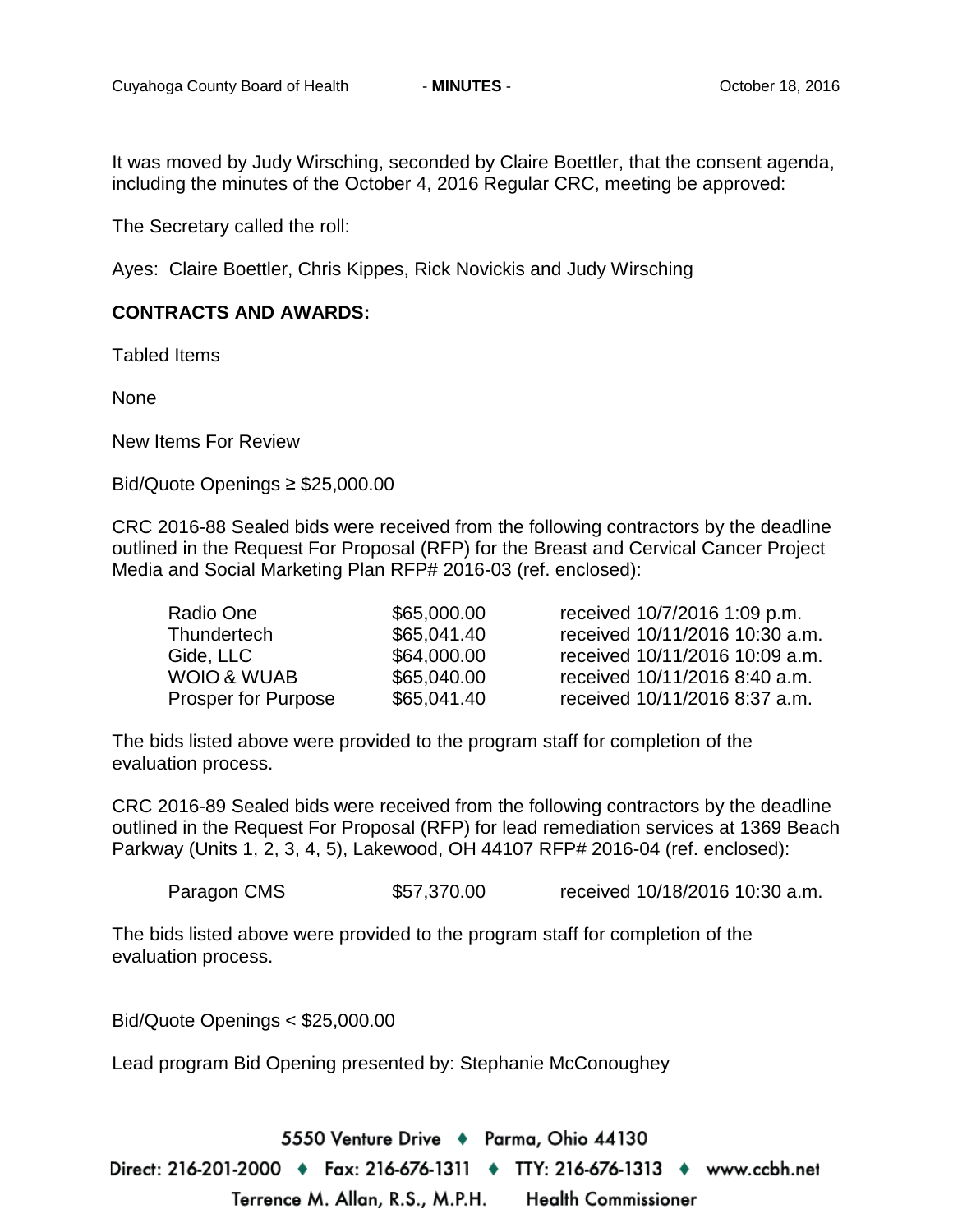It was moved by Judy Wirsching, seconded by Claire Boettler, that the consent agenda, including the minutes of the October 4, 2016 Regular CRC, meeting be approved:

The Secretary called the roll:

Ayes: Claire Boettler, Chris Kippes, Rick Novickis and Judy Wirsching

**CONTRACTS AND AWARDS:**

Tabled Items

None

New Items For Review

Bid/Quote Openings ≥ $25,000.00

CRC 2016-88 Sealed bids were received from the following contractors by the deadline outlined in the Request For Proposal (RFP) for the Breast and Cervical Cancer Project Media and Social Marketing Plan RFP# 2016-03 (ref. enclosed):

| | | |
|---|---|---|
| Radio One | $65,000.00 | received 10/7/2016 1:09 p.m. |
| Thundertech | $65,041.40 | received 10/11/2016 10:30 a.m. |
| Gide, LLC | $64,000.00 | received 10/11/2016 10:09 a.m. |
| WOIO & WUAB | $65,040.00 | received 10/11/2016 8:40 a.m. |
| Prosper for Purpose | $65,041.40 | received 10/11/2016 8:37 a.m. |

The bids listed above were provided to the program staff for completion of the evaluation process.

CRC 2016-89 Sealed bids were received from the following contractors by the deadline outlined in the Request For Proposal (RFP) for lead remediation services at 1369 Beach Parkway (Units 1, 2, 3, 4, 5), Lakewood, OH 44107 RFP# 2016-04 (ref. enclosed):

| | | |
|---|---|---|
| Paragon CMS | $57,370.00 | received 10/18/2016 10:30 a.m. |

The bids listed above were provided to the program staff for completion of the evaluation process.

Bid/Quote Openings < $25,000.00

Lead program Bid Opening presented by: Stephanie McConoughey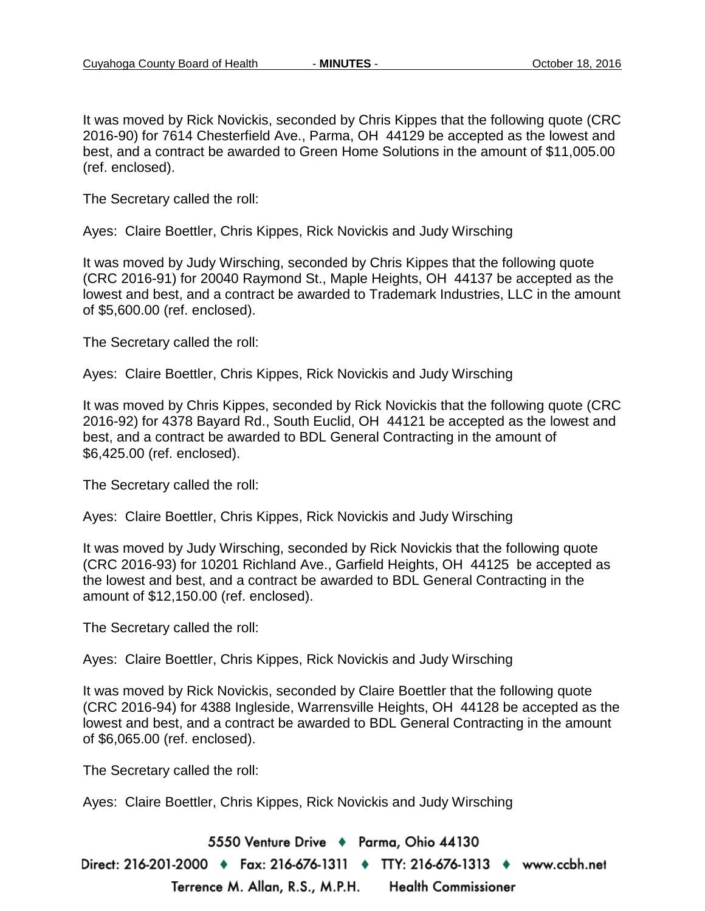It was moved by Rick Novickis, seconded by Chris Kippes that the following quote (CRC 2016-90) for 7614 Chesterfield Ave., Parma, OH 44129 be accepted as the lowest and best, and a contract be awarded to Green Home Solutions in the amount of $11,005.00 (ref. enclosed).

The Secretary called the roll:

Ayes: Claire Boettler, Chris Kippes, Rick Novickis and Judy Wirsching

It was moved by Judy Wirsching, seconded by Chris Kippes that the following quote (CRC 2016-91) for 20040 Raymond St., Maple Heights, OH 44137 be accepted as the lowest and best, and a contract be awarded to Trademark Industries, LLC in the amount of $5,600.00 (ref. enclosed).

The Secretary called the roll:

Ayes: Claire Boettler, Chris Kippes, Rick Novickis and Judy Wirsching

It was moved by Chris Kippes, seconded by Rick Novickis that the following quote (CRC 2016-92) for 4378 Bayard Rd., South Euclid, OH 44121 be accepted as the lowest and best, and a contract be awarded to BDL General Contracting in the amount of $6,425.00 (ref. enclosed).

The Secretary called the roll:

Ayes: Claire Boettler, Chris Kippes, Rick Novickis and Judy Wirsching

It was moved by Judy Wirsching, seconded by Rick Novickis that the following quote (CRC 2016-93) for 10201 Richland Ave., Garfield Heights, OH 44125 be accepted as the lowest and best, and a contract be awarded to BDL General Contracting in the amount of $12,150.00 (ref. enclosed).

The Secretary called the roll:

Ayes: Claire Boettler, Chris Kippes, Rick Novickis and Judy Wirsching

It was moved by Rick Novickis, seconded by Claire Boettler that the following quote (CRC 2016-94) for 4388 Ingleside, Warrensville Heights, OH 44128 be accepted as the lowest and best, and a contract be awarded to BDL General Contracting in the amount of $6,065.00 (ref. enclosed).

The Secretary called the roll:

Ayes: Claire Boettler, Chris Kippes, Rick Novickis and Judy Wirsching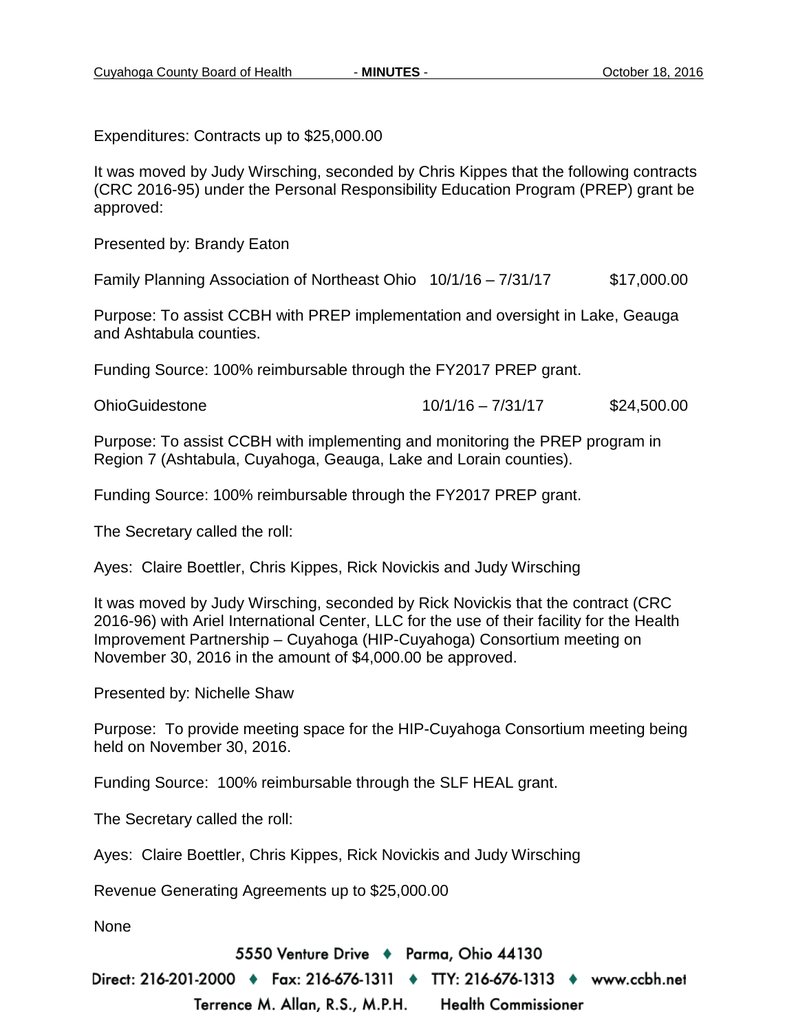Expenditures: Contracts up to $25,000.00

It was moved by Judy Wirsching, seconded by Chris Kippes that the following contracts (CRC 2016-95) under the Personal Responsibility Education Program (PREP) grant be approved:

Presented by: Brandy Eaton

Family Planning Association of Northeast Ohio 10/1/16 – 7/31/17 $17,000.00

Purpose: To assist CCBH with PREP implementation and oversight in Lake, Geauga and Ashtabula counties.

Funding Source: 100% reimbursable through the FY2017 PREP grant.

OhioGuidestone 10/1/16 – 7/31/17 $24,500.00

Purpose: To assist CCBH with implementing and monitoring the PREP program in Region 7 (Ashtabula, Cuyahoga, Geauga, Lake and Lorain counties).

Funding Source: 100% reimbursable through the FY2017 PREP grant.

The Secretary called the roll:

Ayes: Claire Boettler, Chris Kippes, Rick Novickis and Judy Wirsching

It was moved by Judy Wirsching, seconded by Rick Novickis that the contract (CRC 2016-96) with Ariel International Center, LLC for the use of their facility for the Health Improvement Partnership – Cuyahoga (HIP-Cuyahoga) Consortium meeting on November 30, 2016 in the amount of $4,000.00 be approved.

Presented by: Nichelle Shaw

Purpose: To provide meeting space for the HIP-Cuyahoga Consortium meeting being held on November 30, 2016.

Funding Source: 100% reimbursable through the SLF HEAL grant.

The Secretary called the roll:

Ayes: Claire Boettler, Chris Kippes, Rick Novickis and Judy Wirsching

Revenue Generating Agreements up to $25,000.00

None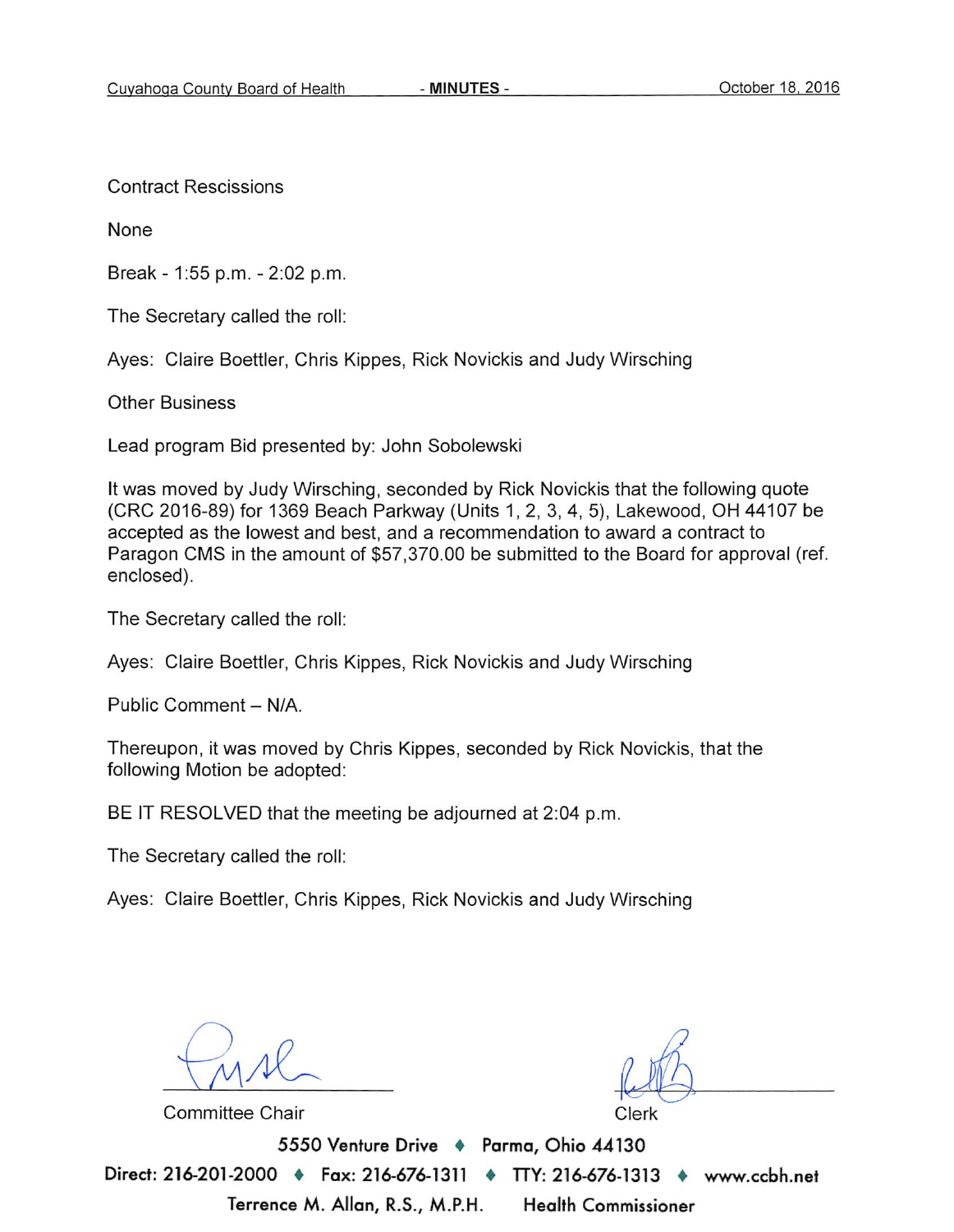Contract Rescissions

None

Break - 1:55 p.m. - 2:02 p.m.

The Secretary called the roll:

Ayes: Claire Boettler, Chris Kippes, Rick Novickis and Judy Wirsching

Other Business

Lead program Bid presented by: John Sobolewski

It was moved by Judy Wirsching, seconded by Rick Novickis that the following quote (CRC 2016-89) for 1369 Beach Parkway (Units 1, 2, 3, 4, 5), Lakewood, OH 44107 be accepted as the lowest and best, and a recommendation to award a contract to Paragon CMS in the amount of $57,370.00 be submitted to the Board for approval (ref. enclosed).

The Secretary called the roll:

Ayes: Claire Boettler, Chris Kippes, Rick Novickis and Judy Wirsching

Public Comment – N/A.

Thereupon, it was moved by Chris Kippes, seconded by Rick Novickis, that the following Motion be adopted:

BE IT RESOLVED that the meeting be adjourned at 2:04 p.m.

The Secretary called the roll:

Ayes: Claire Boettler, Chris Kippes, Rick Novickis and Judy Wirsching

Committee Chair

Clerk

5550 Venture Drive ♦ Parma, Ohio 44130

Direct: 216-201-2000 ♦ Fax: 216-676-1311 ♦ TTY: 216-676-1313 ♦ www.ccbh.net

Terrence M. Allan, R.S., M.P.H. Health Commissioner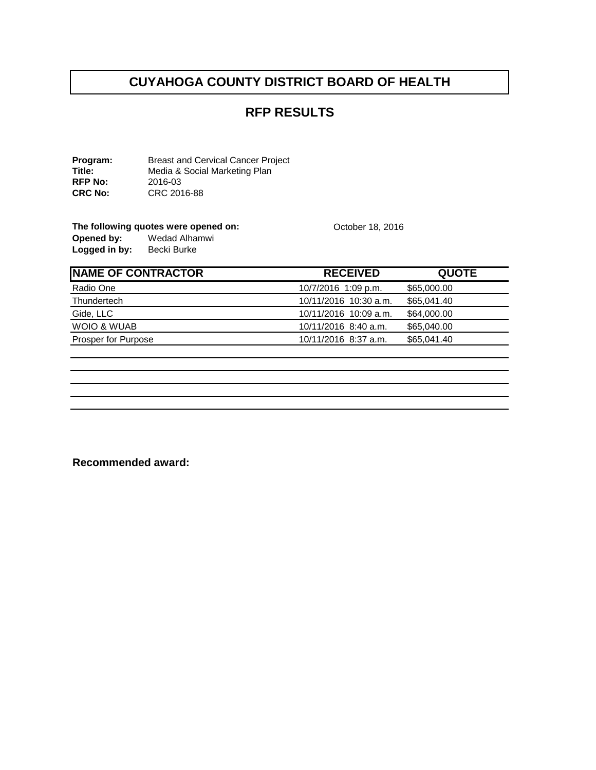# CUYAHOGA COUNTY DISTRICT BOARD OF HEALTH

## RFP RESULTS

**Program:** Breast and Cervical Cancer Project
**Title:** Media & Social Marketing Plan
**RFP No:** 2016-03
**CRC No:** CRC 2016-88

**The following quotes were opened on:** October 18, 2016
**Opened by:** Wedad Alhamwi
**Logged in by:** Becki Burke

| NAME OF CONTRACTOR | RECEIVED | QUOTE |
|---|---|---|
| Radio One | 10/7/2016 1:09 p.m. | $65,000.00 |
| Thundertech | 10/11/2016 10:30 a.m. | $65,041.40 |
| Gide, LLC | 10/11/2016 10:09 a.m. | $64,000.00 |
| WOIO & WUAB | 10/11/2016 8:40 a.m. | $65,040.00 |
| Prosper for Purpose | 10/11/2016 8:37 a.m. | $65,041.40 |
| | | |
| | | |
| | | |
| | | |
| | | |

**Recommended award:**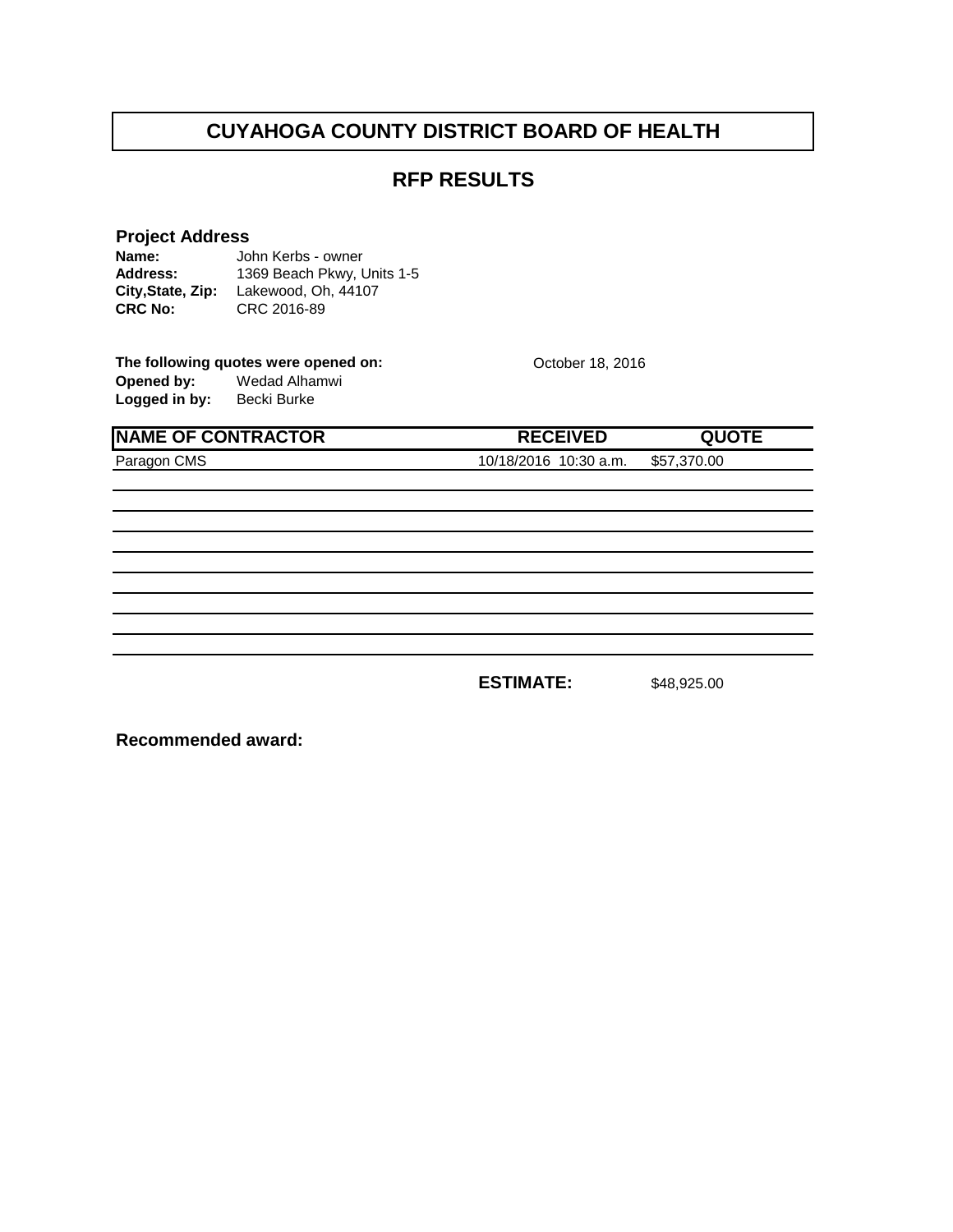# CUYAHOGA COUNTY DISTRICT BOARD OF HEALTH

## RFP RESULTS

**Project Address**

**Name:** John Kerbs - owner
**Address:** 1369 Beach Pkwy, Units 1-5
**City,State, Zip:** Lakewood, Oh, 44107
**CRC No:** CRC 2016-89

**The following quotes were opened on:** October 18, 2016
**Opened by:** Wedad Alhamwi
**Logged in by:** Becki Burke

| NAME OF CONTRACTOR | RECEIVED | QUOTE |
|---|---|---|
| Paragon CMS | 10/18/2016 10:30 a.m. | $57,370.00 |
| | | |
| | | |
| | | |
| | | |
| | | |
| | | |
| | | |
| | | |
| | **ESTIMATE:** | $48,925.00 |

**Recommended award:**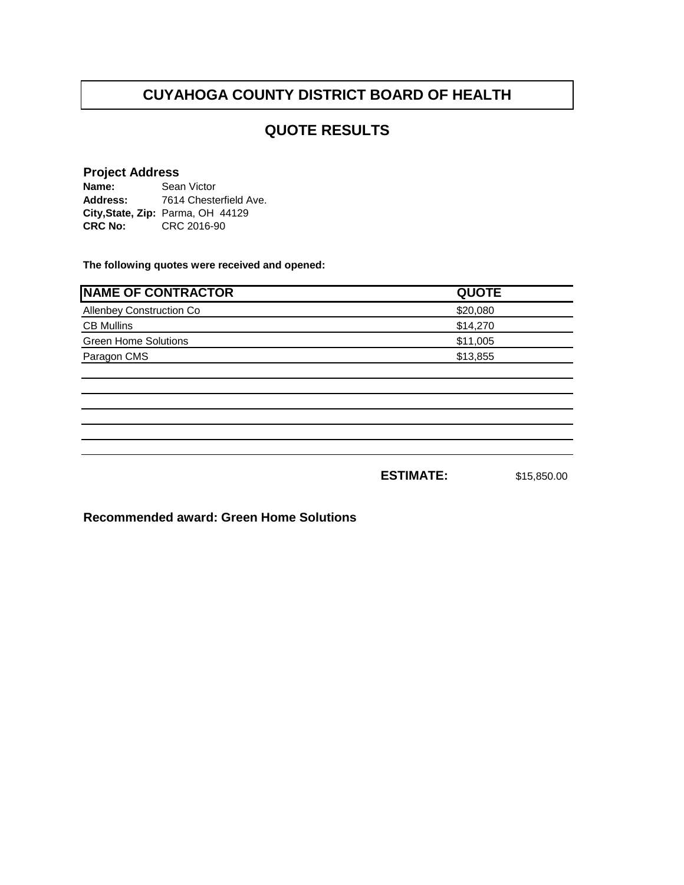# CUYAHOGA COUNTY DISTRICT BOARD OF HEALTH

## QUOTE RESULTS

**Project Address**

**Name:** Sean Victor
**Address:** 7614 Chesterfield Ave.
**City,State, Zip:** Parma, OH 44129
**CRC No:** CRC 2016-90

**The following quotes were received and opened:**

| NAME OF CONTRACTOR | QUOTE |
|---|---|
| Allenbey Construction Co | $20,080 |
| CB Mullins | $14,270 |
| Green Home Solutions | $11,005 |
| Paragon CMS | $13,855 |

**ESTIMATE:** $15,850.00

**Recommended award: Green Home Solutions**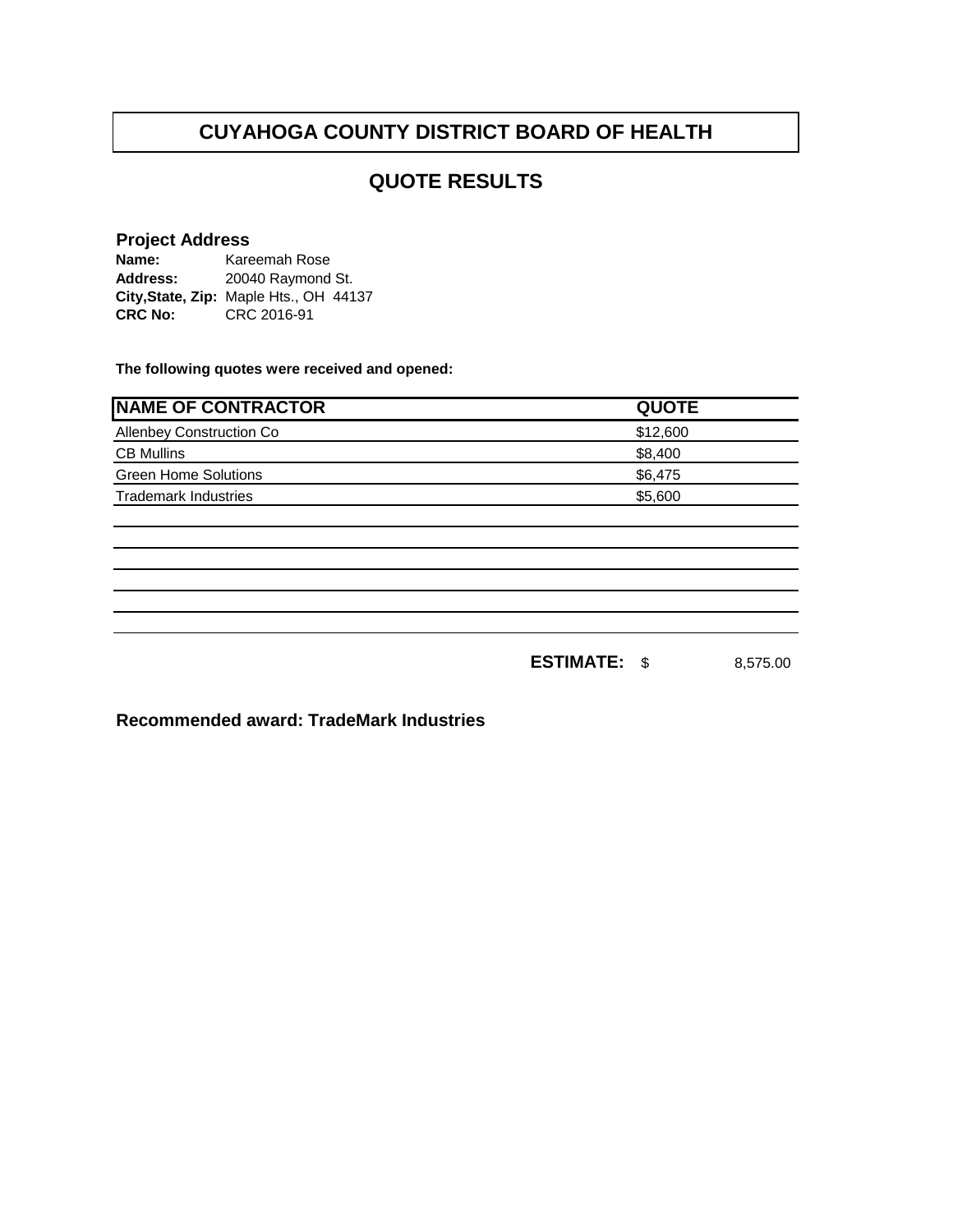# CUYAHOGA COUNTY DISTRICT BOARD OF HEALTH

## QUOTE RESULTS

**Project Address**

**Name:** Kareemah Rose
**Address:** 20040 Raymond St.
**City,State, Zip:** Maple Hts., OH 44137
**CRC No:** CRC 2016-91

**The following quotes were received and opened:**

| NAME OF CONTRACTOR | QUOTE |
| --- | --- |
| Allenbey Construction Co | $12,600 |
| CB Mullins | $8,400 |
| Green Home Solutions | $6,475 |
| Trademark Industries | $5,600 |

**ESTIMATE:** $ 8,575.00

**Recommended award: TradeMark Industries**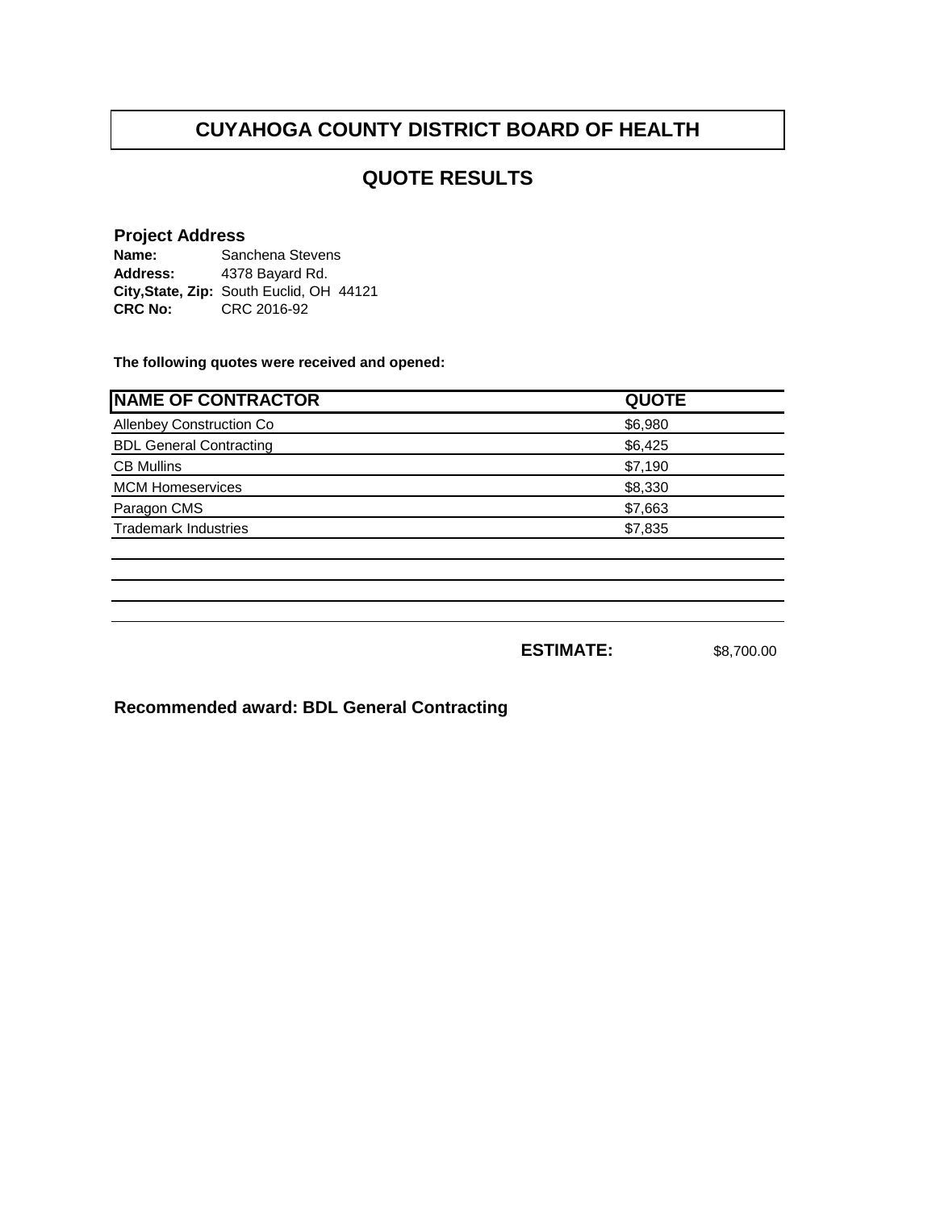# CUYAHOGA COUNTY DISTRICT BOARD OF HEALTH

## QUOTE RESULTS

**Project Address**

**Name:** Sanchena Stevens
**Address:** 4378 Bayard Rd.
**City,State, Zip:** South Euclid, OH 44121
**CRC No:** CRC 2016-92

**The following quotes were received and opened:**

| NAME OF CONTRACTOR | QUOTE |
|---|---|
| Allenbey Construction Co | $6,980 |
| BDL General Contracting | $6,425 |
| CB Mullins | $7,190 |
| MCM Homeservices | $8,330 |
| Paragon CMS | $7,663 |
| Trademark Industries | $7,835 |
| | |
| | |
| | |
| | |

**ESTIMATE:** $8,700.00

**Recommended award: BDL General Contracting**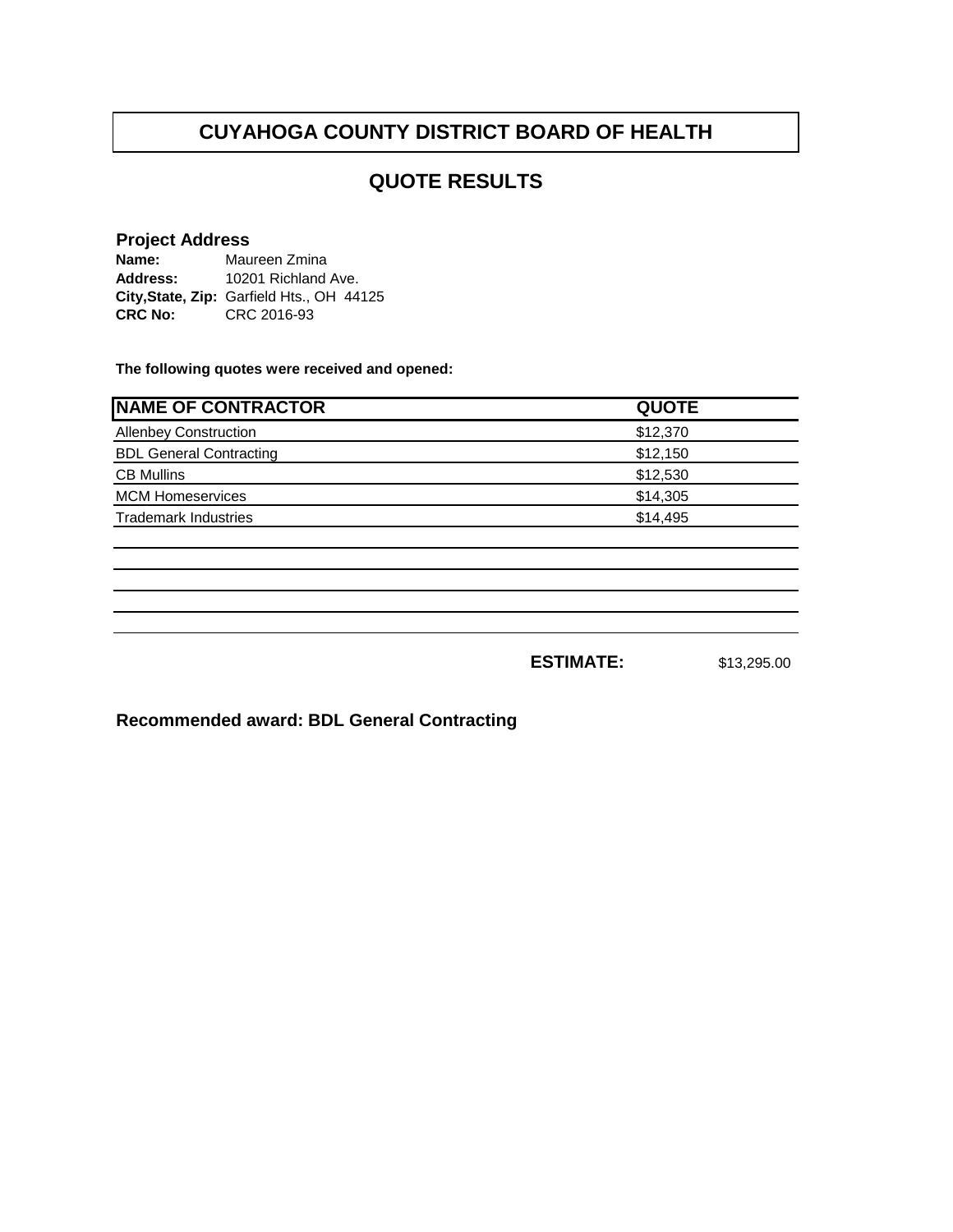# CUYAHOGA COUNTY DISTRICT BOARD OF HEALTH

## QUOTE RESULTS

### Project Address

**Name:** Maureen Zmina
**Address:** 10201 Richland Ave.
**City,State, Zip:** Garfield Hts., OH 44125
**CRC No:** CRC 2016-93

**The following quotes were received and opened:**

| NAME OF CONTRACTOR | QUOTE |
|---|---|
| Allenbey Construction | $12,370 |
| BDL General Contracting | $12,150 |
| CB Mullins | $12,530 |
| MCM Homeservices | $14,305 |
| Trademark Industries | $14,495 |

**ESTIMATE:** $13,295.00

**Recommended award: BDL General Contracting**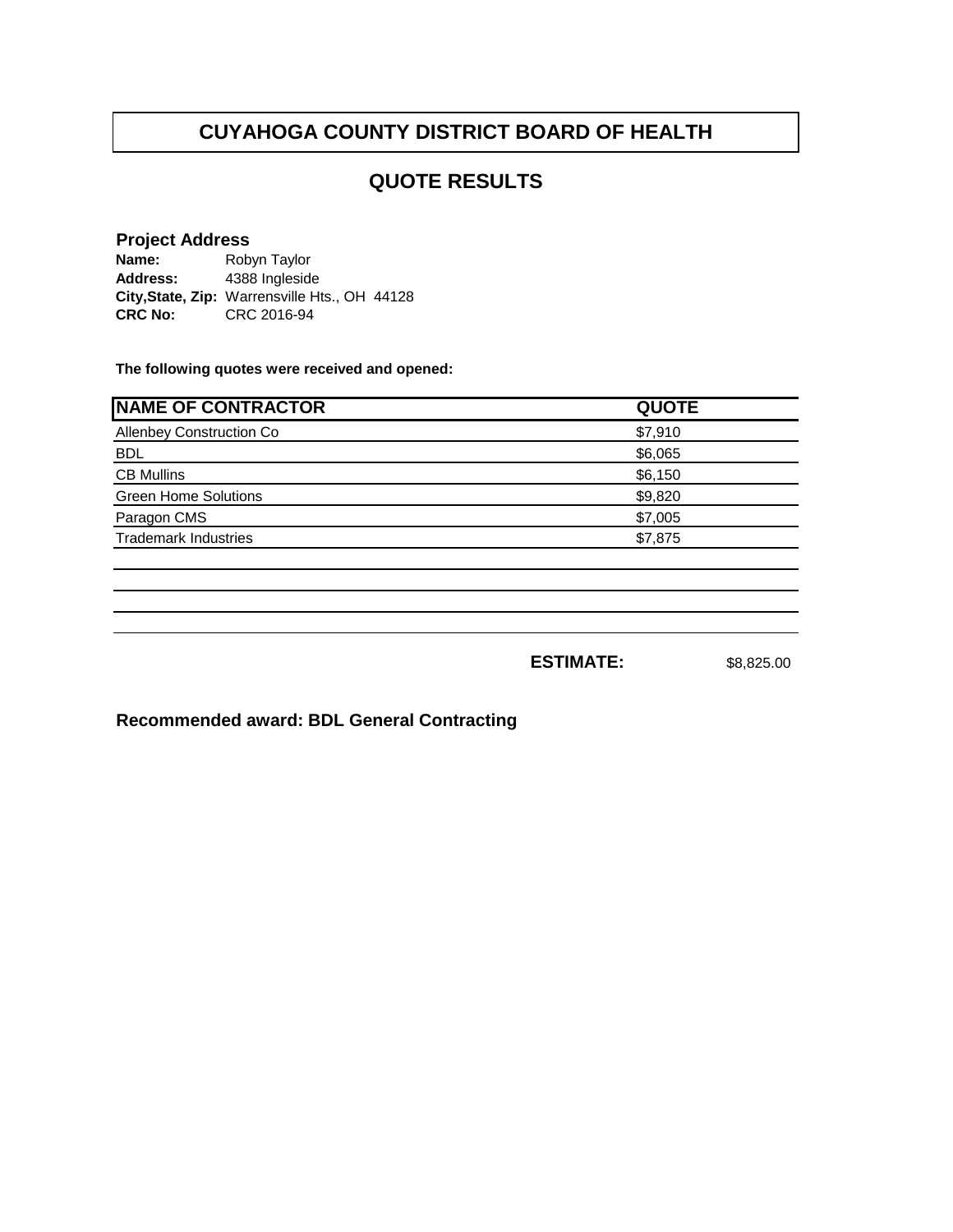# CUYAHOGA COUNTY DISTRICT BOARD OF HEALTH

## QUOTE RESULTS

**Project Address**

**Name:** Robyn Taylor
**Address:** 4388 Ingleside
**City,State, Zip:** Warrensville Hts., OH 44128
**CRC No:** CRC 2016-94

**The following quotes were received and opened:**

| NAME OF CONTRACTOR | QUOTE |
|---|---|
| Allenbey Construction Co | $7,910 |
| BDL | $6,065 |
| CB Mullins | $6,150 |
| Green Home Solutions | $9,820 |
| Paragon CMS | $7,005 |
| Trademark Industries | $7,875 |

**ESTIMATE:** $8,825.00

**Recommended award: BDL General Contracting**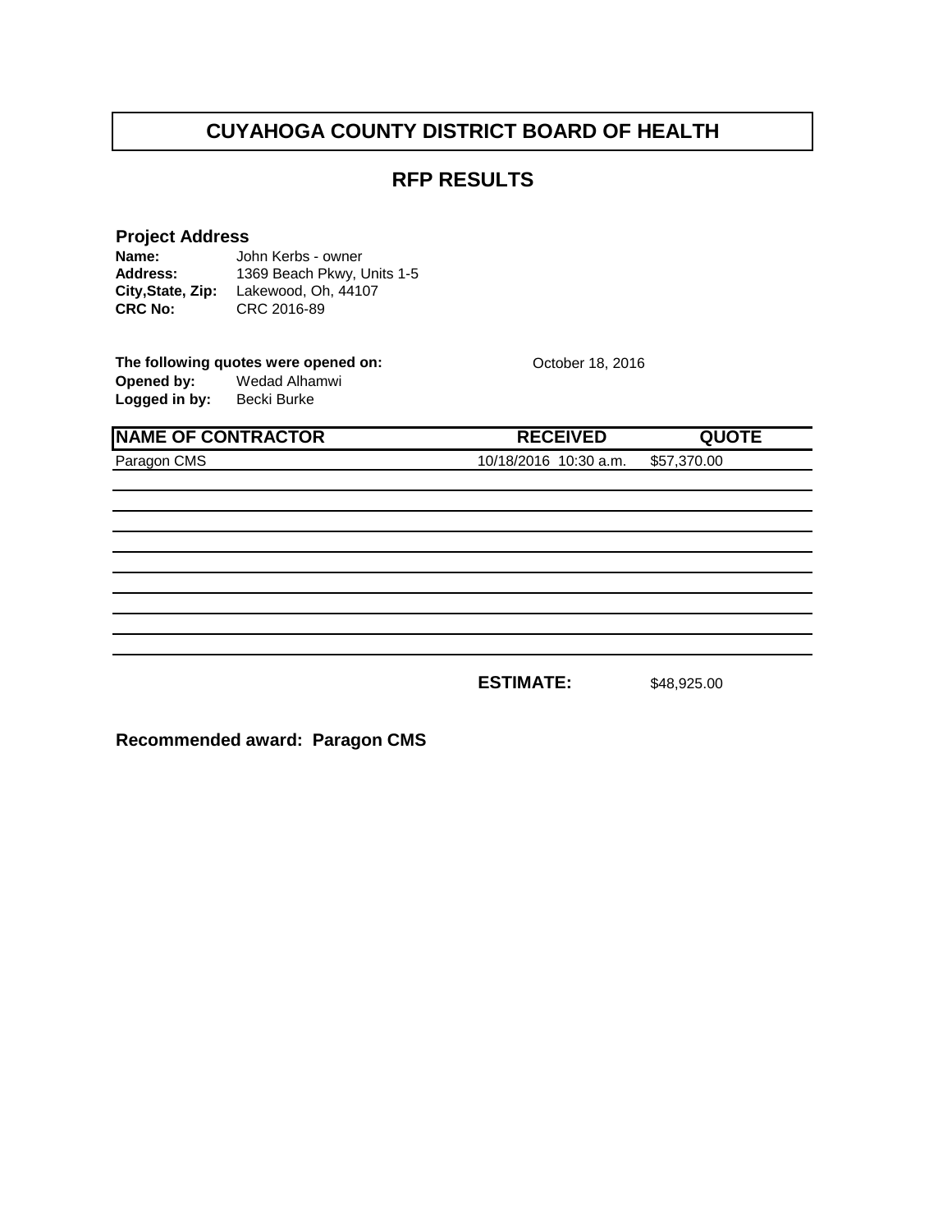# CUYAHOGA COUNTY DISTRICT BOARD OF HEALTH

## RFP RESULTS

**Project Address**

**Name:** John Kerbs - owner
**Address:** 1369 Beach Pkwy, Units 1-5
**City,State, Zip:** Lakewood, Oh, 44107
**CRC No:** CRC 2016-89

**The following quotes were opened on:** October 18, 2016
**Opened by:** Wedad Alhamwi
**Logged in by:** Becki Burke

| NAME OF CONTRACTOR | RECEIVED | QUOTE |
|---|---|---|
| Paragon CMS | 10/18/2016 10:30 a.m. | $57,370.00 |
| | | |
| | | |
| | | |
| | | |
| | | |
| | | |
| | | |
| | | |
| | | |
| | **ESTIMATE:** | $48,925.00 |

**Recommended award: Paragon CMS**